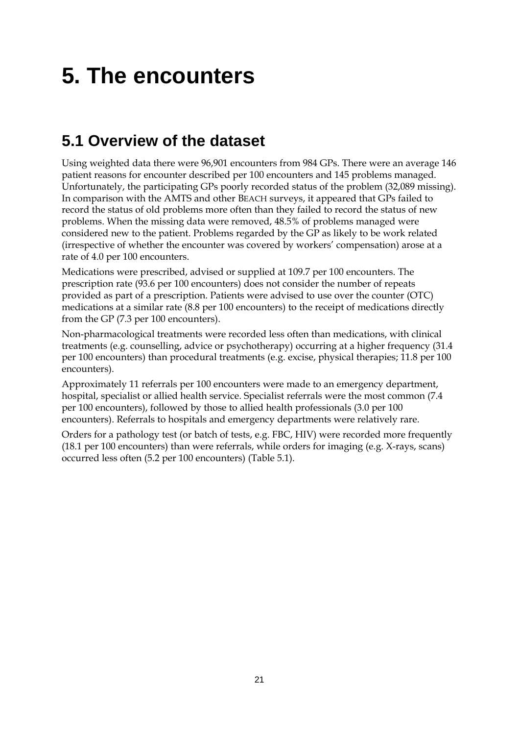# 5. The encounters

## 5.1 Overview of the dataset

Using weighted data there were 96,901 encounters from 984 GPs. There were an average 146 patient reasons for encounter described per 100 encounters and 145 problems managed. Unfortunately, the participating GPs poorly recorded status of the problem (32,089 missing). In comparison with the AMTS and other BEACH surveys, it appeared that GPs failed to record the status of old problems more often than they failed to record the status of new problems. When the missing data were removed, 48.5% of problems managed were considered new to the patient. Problems regarded by the GP as likely to be work related (irrespective of whether the encounter was covered by workers' compensation) arose at a rate of 4.0 per 100 encounters.

Medications were prescribed, advised or supplied at 109.7 per 100 encounters. The prescription rate (93.6 per 100 encounters) does not consider the number of repeats provided as part of a prescription. Patients were advised to use over the counter (OTC) medications at a similar rate (8.8 per 100 encounters) to the receipt of medications directly from the GP (7.3 per 100 encounters).

Non-pharmacological treatments were recorded less often than medications, with clinical treatments (e.g. counselling, advice or psychotherapy) occurring at a higher frequency (31.4 per 100 encounters) than procedural treatments (e.g. excise, physical therapies; 11.8 per 100 encounters).

Approximately 11 referrals per 100 encounters were made to an emergency department, hospital, specialist or allied health service. Specialist referrals were the most common (7.4 per 100 encounters), followed by those to allied health professionals (3.0 per 100 encounters). Referrals to hospitals and emergency departments were relatively rare.

Orders for a pathology test (or batch of tests, e.g. FBC, HIV) were recorded more frequently (18.1 per 100 encounters) than were referrals, while orders for imaging (e.g. X-rays, scans) occurred less often (5.2 per 100 encounters) (Table 5.1).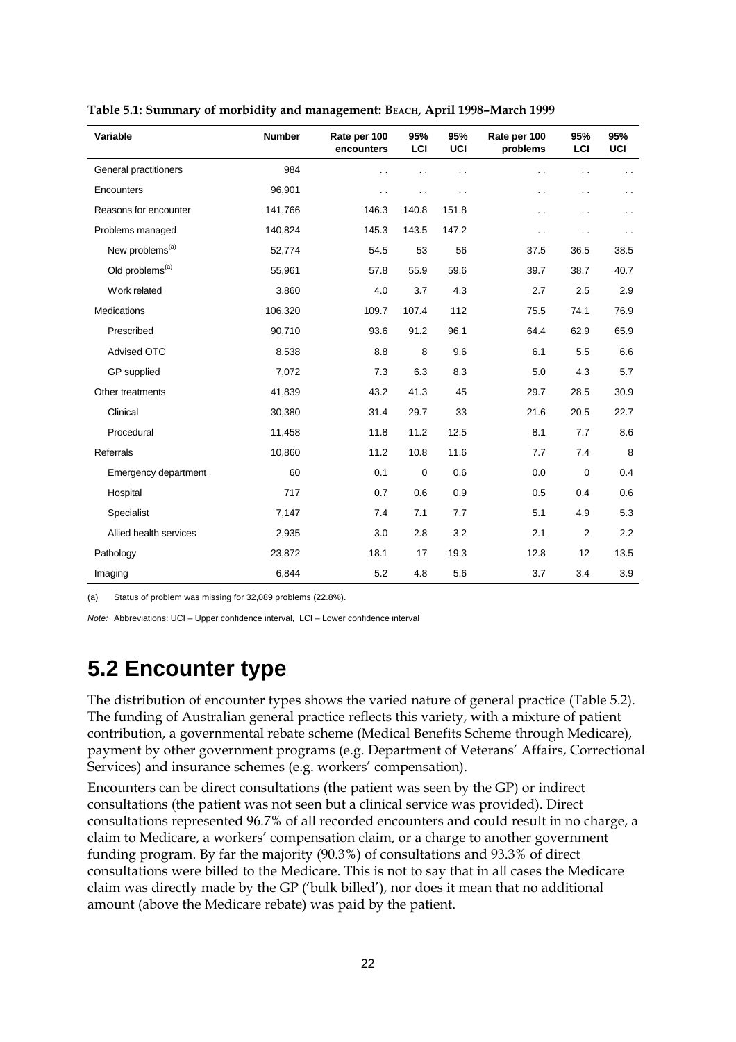**Table 5.1: Summary of morbidity and management: BEACH, April 1998–March 1999**

| Variable | Number | Rate per 100 encounters | 95% LCI | 95% UCI | Rate per 100 problems | 95% LCI | 95% UCI |
|---|---|---|---|---|---|---|---|
| General practitioners | 984 | . . | . . | . . | . . | . . | . . |
| Encounters | 96,901 | . . | . . | . . | . . | . . | . . |
| Reasons for encounter | 141,766 | 146.3 | 140.8 | 151.8 | . . | . . | . . |
| Problems managed | 140,824 | 145.3 | 143.5 | 147.2 | . . | . . | . . |
| New problems[(a)] | 52,774 | 54.5 | 53 | 56 | 37.5 | 36.5 | 38.5 |
| Old problems[(a)] | 55,961 | 57.8 | 55.9 | 59.6 | 39.7 | 38.7 | 40.7 |
| Work related | 3,860 | 4.0 | 3.7 | 4.3 | 2.7 | 2.5 | 2.9 |
| Medications | 106,320 | 109.7 | 107.4 | 112 | 75.5 | 74.1 | 76.9 |
| Prescribed | 90,710 | 93.6 | 91.2 | 96.1 | 64.4 | 62.9 | 65.9 |
| Advised OTC | 8,538 | 8.8 | 8 | 9.6 | 6.1 | 5.5 | 6.6 |
| GP supplied | 7,072 | 7.3 | 6.3 | 8.3 | 5.0 | 4.3 | 5.7 |
| Other treatments | 41,839 | 43.2 | 41.3 | 45 | 29.7 | 28.5 | 30.9 |
| Clinical | 30,380 | 31.4 | 29.7 | 33 | 21.6 | 20.5 | 22.7 |
| Procedural | 11,458 | 11.8 | 11.2 | 12.5 | 8.1 | 7.7 | 8.6 |
| Referrals | 10,860 | 11.2 | 10.8 | 11.6 | 7.7 | 7.4 | 8 |
| Emergency department | 60 | 0.1 | 0 | 0.6 | 0.0 | 0 | 0.4 |
| Hospital | 717 | 0.7 | 0.6 | 0.9 | 0.5 | 0.4 | 0.6 |
| Specialist | 7,147 | 7.4 | 7.1 | 7.7 | 5.1 | 4.9 | 5.3 |
| Allied health services | 2,935 | 3.0 | 2.8 | 3.2 | 2.1 | 2 | 2.2 |
| Pathology | 23,872 | 18.1 | 17 | 19.3 | 12.8 | 12 | 13.5 |
| Imaging | 6,844 | 5.2 | 4.8 | 5.6 | 3.7 | 3.4 | 3.9 |

(a) Status of problem was missing for 32,089 problems (22.8%).

*Note:* Abbreviations: UCI – Upper confidence interval, LCI – Lower confidence interval

## 5.2 Encounter type

The distribution of encounter types shows the varied nature of general practice (Table 5.2). The funding of Australian general practice reflects this variety, with a mixture of patient contribution, a governmental rebate scheme (Medical Benefits Scheme through Medicare), payment by other government programs (e.g. Department of Veterans' Affairs, Correctional Services) and insurance schemes (e.g. workers' compensation).

Encounters can be direct consultations (the patient was seen by the GP) or indirect consultations (the patient was not seen but a clinical service was provided). Direct consultations represented 96.7% of all recorded encounters and could result in no charge, a claim to Medicare, a workers' compensation claim, or a charge to another government funding program. By far the majority (90.3%) of consultations and 93.3% of direct consultations were billed to the Medicare. This is not to say that in all cases the Medicare claim was directly made by the GP ('bulk billed'), nor does it mean that no additional amount (above the Medicare rebate) was paid by the patient.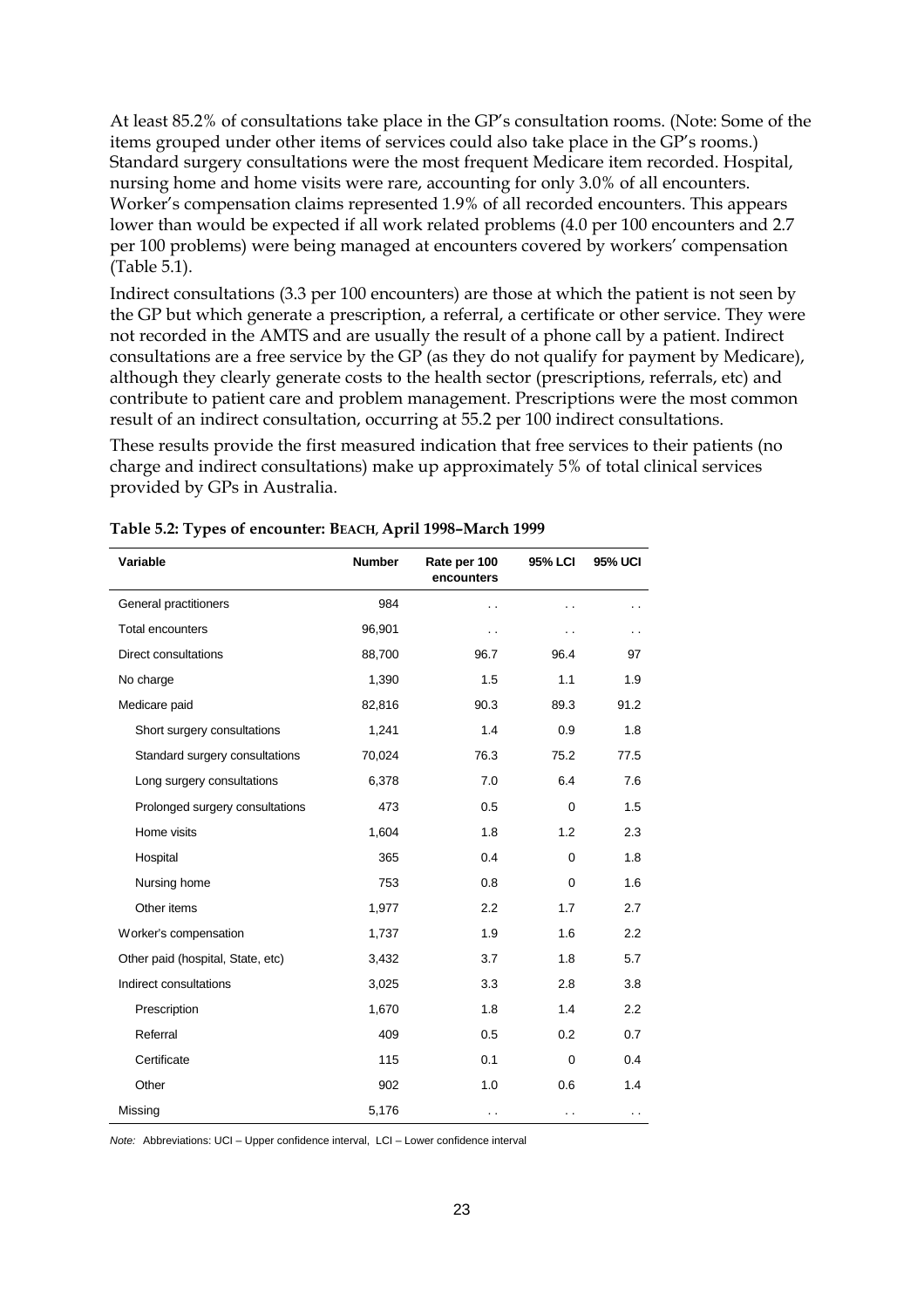At least 85.2% of consultations take place in the GP's consultation rooms. (Note: Some of the items grouped under other items of services could also take place in the GP's rooms.) Standard surgery consultations were the most frequent Medicare item recorded. Hospital, nursing home and home visits were rare, accounting for only 3.0% of all encounters. Worker's compensation claims represented 1.9% of all recorded encounters. This appears lower than would be expected if all work related problems (4.0 per 100 encounters and 2.7 per 100 problems) were being managed at encounters covered by workers' compensation (Table 5.1).

Indirect consultations (3.3 per 100 encounters) are those at which the patient is not seen by the GP but which generate a prescription, a referral, a certificate or other service. They were not recorded in the AMTS and are usually the result of a phone call by a patient. Indirect consultations are a free service by the GP (as they do not qualify for payment by Medicare), although they clearly generate costs to the health sector (prescriptions, referrals, etc) and contribute to patient care and problem management. Prescriptions were the most common result of an indirect consultation, occurring at 55.2 per 100 indirect consultations.

These results provide the first measured indication that free services to their patients (no charge and indirect consultations) make up approximately 5% of total clinical services provided by GPs in Australia.

**Table 5.2: Types of encounter: BEACH, April 1998–March 1999**

| Variable | Number | Rate per 100 encounters | 95% LCI | 95% UCI |
|---|---|---|---|---|
| General practitioners | 984 | . . | . . | . . |
| Total encounters | 96,901 | . . | . . | . . |
| Direct consultations | 88,700 | 96.7 | 96.4 | 97 |
| No charge | 1,390 | 1.5 | 1.1 | 1.9 |
| Medicare paid | 82,816 | 90.3 | 89.3 | 91.2 |
| Short surgery consultations | 1,241 | 1.4 | 0.9 | 1.8 |
| Standard surgery consultations | 70,024 | 76.3 | 75.2 | 77.5 |
| Long surgery consultations | 6,378 | 7.0 | 6.4 | 7.6 |
| Prolonged surgery consultations | 473 | 0.5 | 0 | 1.5 |
| Home visits | 1,604 | 1.8 | 1.2 | 2.3 |
| Hospital | 365 | 0.4 | 0 | 1.8 |
| Nursing home | 753 | 0.8 | 0 | 1.6 |
| Other items | 1,977 | 2.2 | 1.7 | 2.7 |
| Worker's compensation | 1,737 | 1.9 | 1.6 | 2.2 |
| Other paid (hospital, State, etc) | 3,432 | 3.7 | 1.8 | 5.7 |
| Indirect consultations | 3,025 | 3.3 | 2.8 | 3.8 |
| Prescription | 1,670 | 1.8 | 1.4 | 2.2 |
| Referral | 409 | 0.5 | 0.2 | 0.7 |
| Certificate | 115 | 0.1 | 0 | 0.4 |
| Other | 902 | 1.0 | 0.6 | 1.4 |
| Missing | 5,176 | . . | . . | . . |

*Note:* Abbreviations: UCI – Upper confidence interval, LCI – Lower confidence interval